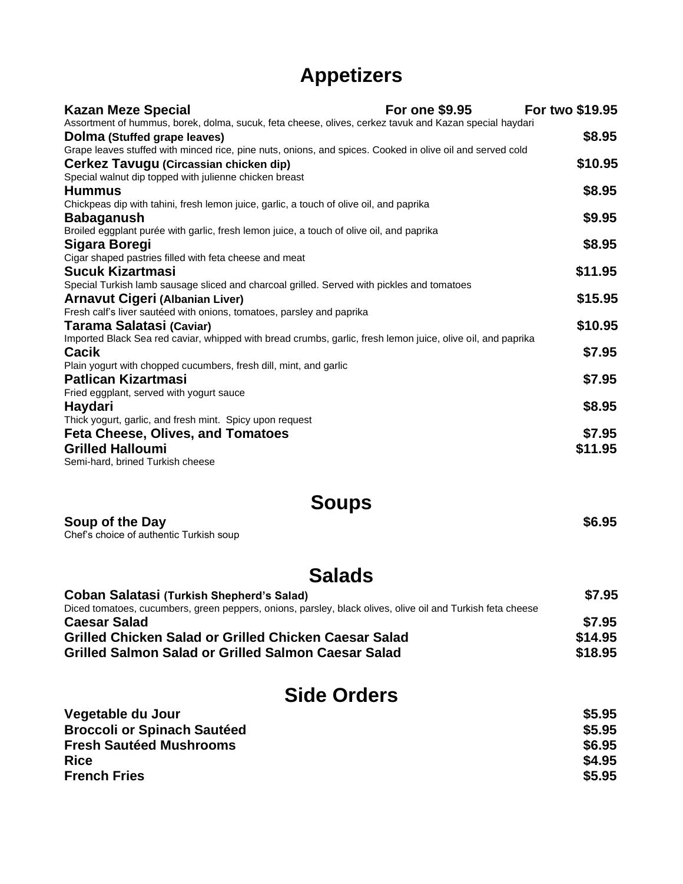# Appetizers

**Kazan Meze Special** — **For one $9.95** — **For two $19.95**
Assortment of hummus, borek, dolma, sucuk, feta cheese, olives, cerkez tavuk and Kazan special haydari

**Dolma (Stuffed grape leaves)** — **$8.95**
Grape leaves stuffed with minced rice, pine nuts, onions, and spices. Cooked in olive oil and served cold

**Cerkez Tavugu (Circassian chicken dip)** — **$10.95**
Special walnut dip topped with julienne chicken breast

**Hummus** — **$8.95**
Chickpeas dip with tahini, fresh lemon juice, garlic, a touch of olive oil, and paprika

**Babaganush** — **$9.95**
Broiled eggplant purée with garlic, fresh lemon juice, a touch of olive oil, and paprika

**Sigara Boregi** — **$8.95**
Cigar shaped pastries filled with feta cheese and meat

**Sucuk Kizartmasi** — **$11.95**
Special Turkish lamb sausage sliced and charcoal grilled. Served with pickles and tomatoes

**Arnavut Cigeri (Albanian Liver)** — **$15.95**
Fresh calf's liver sautéed with onions, tomatoes, parsley and paprika

**Tarama Salatasi (Caviar)** — **$10.95**
Imported Black Sea red caviar, whipped with bread crumbs, garlic, fresh lemon juice, olive oil, and paprika

**Cacik** — **$7.95**
Plain yogurt with chopped cucumbers, fresh dill, mint, and garlic

**Patlican Kizartmasi** — **$7.95**
Fried eggplant, served with yogurt sauce

**Haydari** — **$8.95**
Thick yogurt, garlic, and fresh mint. Spicy upon request

**Feta Cheese, Olives, and Tomatoes** — **$7.95**

**Grilled Halloumi** — **$11.95**
Semi-hard, brined Turkish cheese

# Soups

**Soup of the Day** — **$6.95**
Chef's choice of authentic Turkish soup

# Salads

**Coban Salatasi (Turkish Shepherd's Salad)** — **$7.95**
Diced tomatoes, cucumbers, green peppers, onions, parsley, black olives, olive oil and Turkish feta cheese

**Caesar Salad** — **$7.95**

**Grilled Chicken Salad or Grilled Chicken Caesar Salad** — **$14.95**

**Grilled Salmon Salad or Grilled Salmon Caesar Salad** — **$18.95**

# Side Orders

**Vegetable du Jour** — **$5.95**

**Broccoli or Spinach Sautéed** — **$5.95**

**Fresh Sautéed Mushrooms** — **$6.95**

**Rice** — **$4.95**

**French Fries** — **$5.95**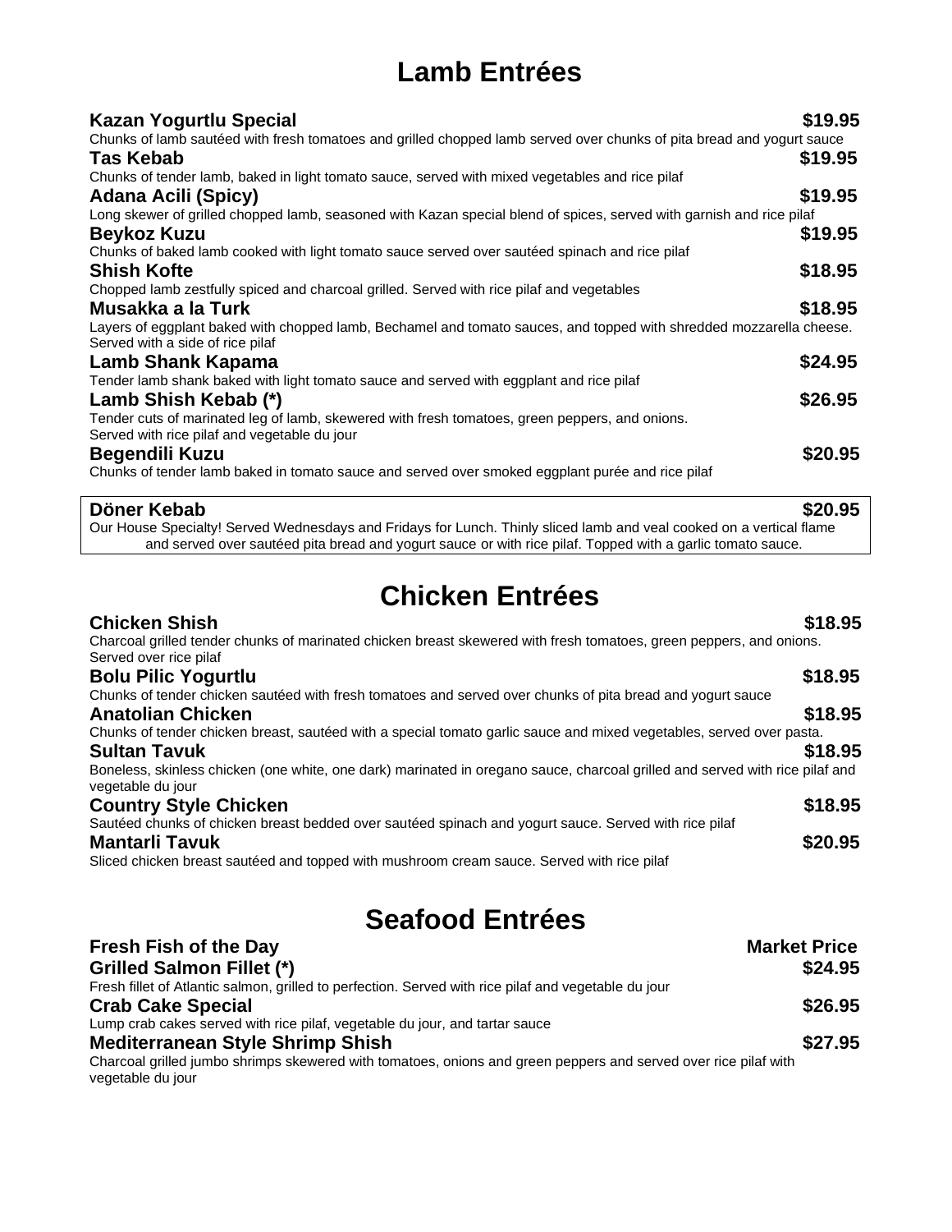# Lamb Entrées

**Kazan Yogurtlu Special** **$19.95**
Chunks of lamb sautéed with fresh tomatoes and grilled chopped lamb served over chunks of pita bread and yogurt sauce

**Tas Kebab** **$19.95**
Chunks of tender lamb, baked in light tomato sauce, served with mixed vegetables and rice pilaf

**Adana Acili (Spicy)** **$19.95**
Long skewer of grilled chopped lamb, seasoned with Kazan special blend of spices, served with garnish and rice pilaf

**Beykoz Kuzu** **$19.95**
Chunks of baked lamb cooked with light tomato sauce served over sautéed spinach and rice pilaf

**Shish Kofte** **$18.95**
Chopped lamb zestfully spiced and charcoal grilled. Served with rice pilaf and vegetables

**Musakka a la Turk** **$18.95**
Layers of eggplant baked with chopped lamb, Bechamel and tomato sauces, and topped with shredded mozzarella cheese. Served with a side of rice pilaf

**Lamb Shank Kapama** **$24.95**
Tender lamb shank baked with light tomato sauce and served with eggplant and rice pilaf

**Lamb Shish Kebab (*)** **$26.95**
Tender cuts of marinated leg of lamb, skewered with fresh tomatoes, green peppers, and onions.
Served with rice pilaf and vegetable du jour

**Begendili Kuzu** **$20.95**
Chunks of tender lamb baked in tomato sauce and served over smoked eggplant purée and rice pilaf

**Döner Kebab** **$20.95**
Our House Specialty! Served Wednesdays and Fridays for Lunch. Thinly sliced lamb and veal cooked on a vertical flame and served over sautéed pita bread and yogurt sauce or with rice pilaf. Topped with a garlic tomato sauce.

# Chicken Entrées

**Chicken Shish** **$18.95**
Charcoal grilled tender chunks of marinated chicken breast skewered with fresh tomatoes, green peppers, and onions. Served over rice pilaf

**Bolu Pilic Yogurtlu** **$18.95**
Chunks of tender chicken sautéed with fresh tomatoes and served over chunks of pita bread and yogurt sauce

**Anatolian Chicken** **$18.95**
Chunks of tender chicken breast, sautéed with a special tomato garlic sauce and mixed vegetables, served over pasta.

**Sultan Tavuk** **$18.95**
Boneless, skinless chicken (one white, one dark) marinated in oregano sauce, charcoal grilled and served with rice pilaf and vegetable du jour

**Country Style Chicken** **$18.95**
Sautéed chunks of chicken breast bedded over sautéed spinach and yogurt sauce. Served with rice pilaf

**Mantarli Tavuk** **$20.95**
Sliced chicken breast sautéed and topped with mushroom cream sauce. Served with rice pilaf

# Seafood Entrées

**Fresh Fish of the Day** **Market Price**

**Grilled Salmon Fillet (*)** **$24.95**
Fresh fillet of Atlantic salmon, grilled to perfection. Served with rice pilaf and vegetable du jour

**Crab Cake Special** **$26.95**
Lump crab cakes served with rice pilaf, vegetable du jour, and tartar sauce

**Mediterranean Style Shrimp Shish** **$27.95**
Charcoal grilled jumbo shrimps skewered with tomatoes, onions and green peppers and served over rice pilaf with vegetable du jour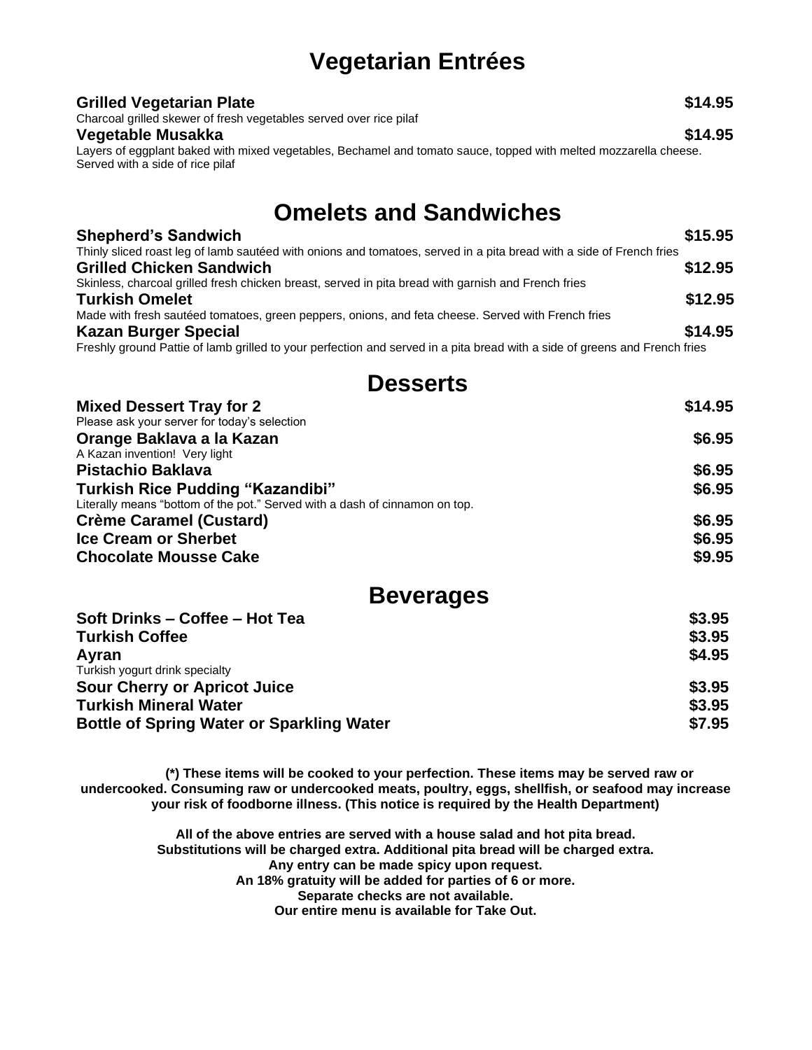# Vegetarian Entrées

**Grilled Vegetarian Plate** **$14.95**
Charcoal grilled skewer of fresh vegetables served over rice pilaf

**Vegetable Musakka** **$14.95**
Layers of eggplant baked with mixed vegetables, Bechamel and tomato sauce, topped with melted mozzarella cheese. Served with a side of rice pilaf

# Omelets and Sandwiches

**Shepherd's Sandwich** **$15.95**
Thinly sliced roast leg of lamb sautéed with onions and tomatoes, served in a pita bread with a side of French fries

**Grilled Chicken Sandwich** **$12.95**
Skinless, charcoal grilled fresh chicken breast, served in pita bread with garnish and French fries

**Turkish Omelet** **$12.95**
Made with fresh sautéed tomatoes, green peppers, onions, and feta cheese. Served with French fries

**Kazan Burger Special** **$14.95**
Freshly ground Pattie of lamb grilled to your perfection and served in a pita bread with a side of greens and French fries

# Desserts

**Mixed Dessert Tray for 2** **$14.95**
Please ask your server for today's selection

**Orange Baklava a la Kazan** **$6.95**
A Kazan invention! Very light

**Pistachio Baklava** **$6.95**

**Turkish Rice Pudding "Kazandibi"** **$6.95**
Literally means "bottom of the pot." Served with a dash of cinnamon on top.

**Crème Caramel (Custard)** **$6.95**

**Ice Cream or Sherbet** **$6.95**

**Chocolate Mousse Cake** **$9.95**

# Beverages

**Soft Drinks – Coffee – Hot Tea** **$3.95**

**Turkish Coffee** **$3.95**

**Ayran** **$4.95**
Turkish yogurt drink specialty

**Sour Cherry or Apricot Juice** **$3.95**

**Turkish Mineral Water** **$3.95**

**Bottle of Spring Water or Sparkling Water** **$7.95**

**(*) These items will be cooked to your perfection. These items may be served raw or undercooked. Consuming raw or undercooked meats, poultry, eggs, shellfish, or seafood may increase your risk of foodborne illness. (This notice is required by the Health Department)**

**All of the above entries are served with a house salad and hot pita bread.**
**Substitutions will be charged extra. Additional pita bread will be charged extra.**
**Any entry can be made spicy upon request.**
**An 18% gratuity will be added for parties of 6 or more.**
**Separate checks are not available.**
**Our entire menu is available for Take Out.**